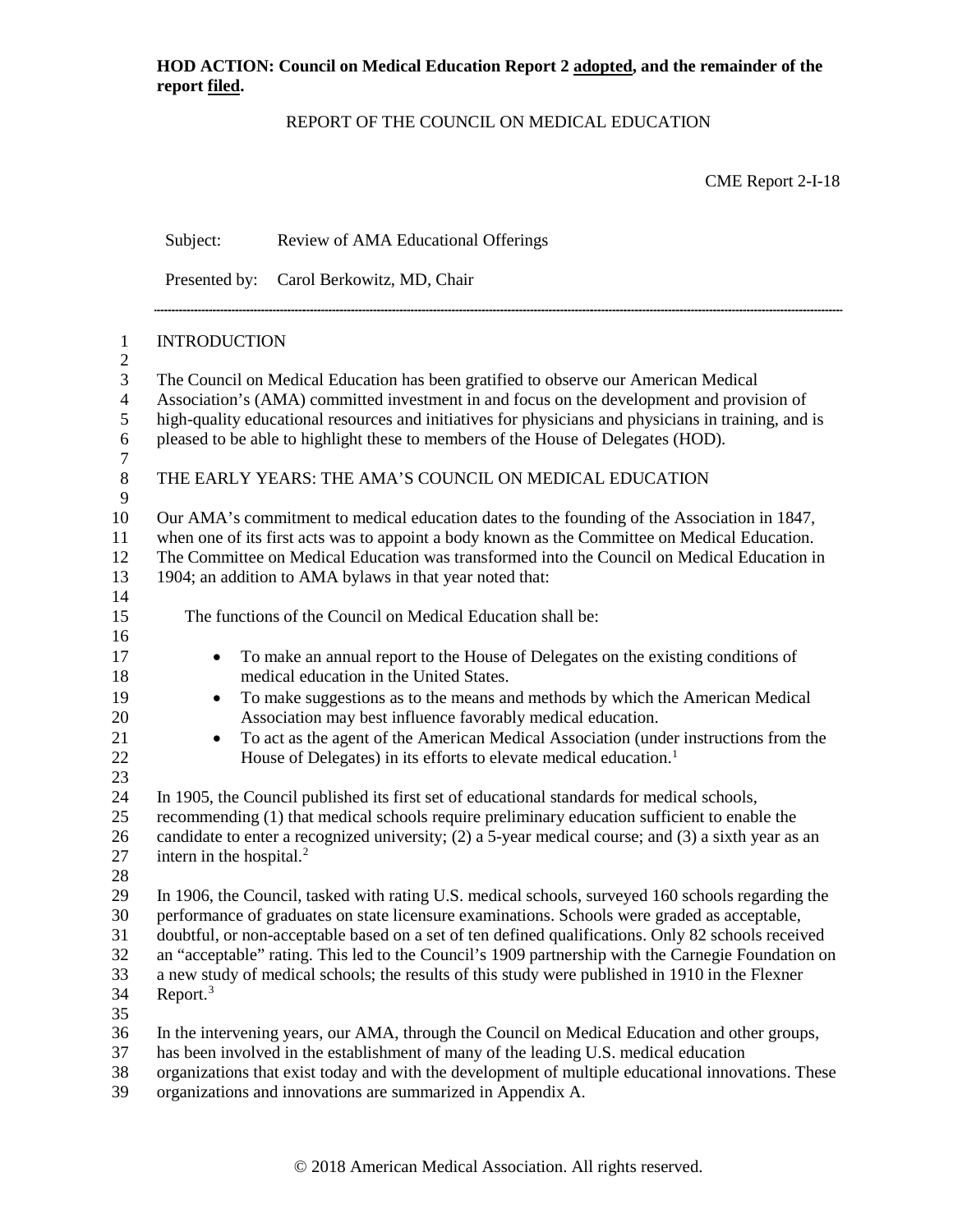**HOD ACTION: Council on Medical Education Report 2 adopted, and the remainder of the report filed.**

REPORT OF THE COUNCIL ON MEDICAL EDUCATION

CME Report 2-I-18

Subject: Review of AMA Educational Offerings

Presented by: Carol Berkowitz, MD, Chair

---

## INTRODUCTION

The Council on Medical Education has been gratified to observe our American Medical Association's (AMA) committed investment in and focus on the development and provision of high-quality educational resources and initiatives for physicians and physicians in training, and is pleased to be able to highlight these to members of the House of Delegates (HOD).

## THE EARLY YEARS: THE AMA'S COUNCIL ON MEDICAL EDUCATION

Our AMA's commitment to medical education dates to the founding of the Association in 1847, when one of its first acts was to appoint a body known as the Committee on Medical Education. The Committee on Medical Education was transformed into the Council on Medical Education in 1904; an addition to AMA bylaws in that year noted that:

> The functions of the Council on Medical Education shall be:
>
> - To make an annual report to the House of Delegates on the existing conditions of medical education in the United States.
> - To make suggestions as to the means and methods by which the American Medical Association may best influence favorably medical education.
> - To act as the agent of the American Medical Association (under instructions from the House of Delegates) in its efforts to elevate medical education.[1]

In 1905, the Council published its first set of educational standards for medical schools, recommending (1) that medical schools require preliminary education sufficient to enable the candidate to enter a recognized university; (2) a 5-year medical course; and (3) a sixth year as an intern in the hospital.[2]

In 1906, the Council, tasked with rating U.S. medical schools, surveyed 160 schools regarding the performance of graduates on state licensure examinations. Schools were graded as acceptable, doubtful, or non-acceptable based on a set of ten defined qualifications. Only 82 schools received an "acceptable" rating. This led to the Council's 1909 partnership with the Carnegie Foundation on a new study of medical schools; the results of this study were published in 1910 in the Flexner Report.[3]

In the intervening years, our AMA, through the Council on Medical Education and other groups, has been involved in the establishment of many of the leading U.S. medical education organizations that exist today and with the development of multiple educational innovations. These organizations and innovations are summarized in Appendix A.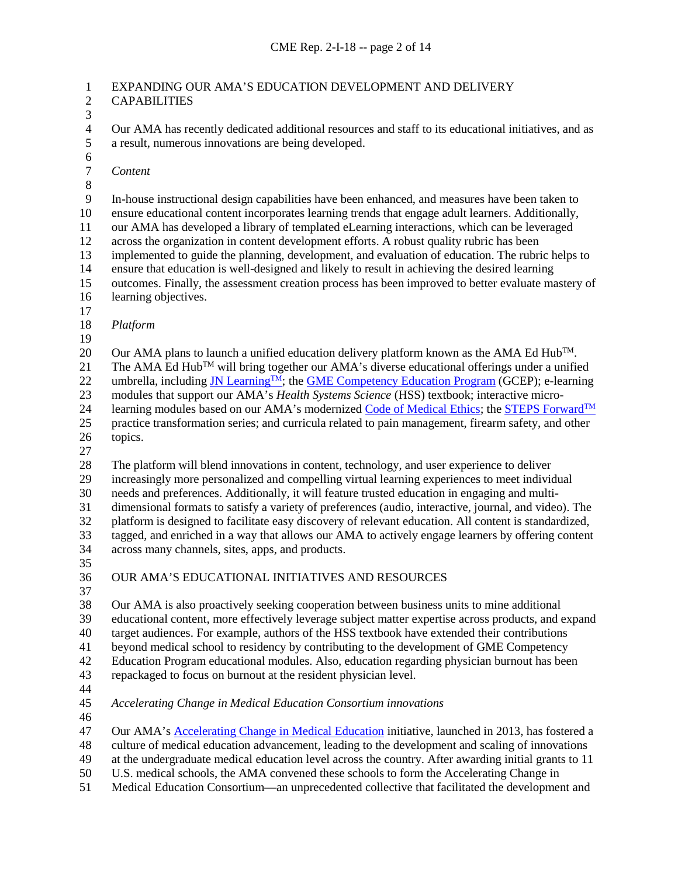## EXPANDING OUR AMA'S EDUCATION DEVELOPMENT AND DELIVERY CAPABILITIES

Our AMA has recently dedicated additional resources and staff to its educational initiatives, and as a result, numerous innovations are being developed.

### *Content*

In-house instructional design capabilities have been enhanced, and measures have been taken to ensure educational content incorporates learning trends that engage adult learners. Additionally, our AMA has developed a library of templated eLearning interactions, which can be leveraged across the organization in content development efforts. A robust quality rubric has been implemented to guide the planning, development, and evaluation of education. The rubric helps to ensure that education is well-designed and likely to result in achieving the desired learning outcomes. Finally, the assessment creation process has been improved to better evaluate mastery of learning objectives.

### *Platform*

Our AMA plans to launch a unified education delivery platform known as the AMA Ed Hub™. The AMA Ed Hub™ will bring together our AMA's diverse educational offerings under a unified umbrella, including JN Learning™; the GME Competency Education Program (GCEP); e-learning modules that support our AMA's *Health Systems Science* (HSS) textbook; interactive micro-learning modules based on our AMA's modernized Code of Medical Ethics; the STEPS Forward™ practice transformation series; and curricula related to pain management, firearm safety, and other topics.

The platform will blend innovations in content, technology, and user experience to deliver increasingly more personalized and compelling virtual learning experiences to meet individual needs and preferences. Additionally, it will feature trusted education in engaging and multi-dimensional formats to satisfy a variety of preferences (audio, interactive, journal, and video). The platform is designed to facilitate easy discovery of relevant education. All content is standardized, tagged, and enriched in a way that allows our AMA to actively engage learners by offering content across many channels, sites, apps, and products.

## OUR AMA'S EDUCATIONAL INITIATIVES AND RESOURCES

Our AMA is also proactively seeking cooperation between business units to mine additional educational content, more effectively leverage subject matter expertise across products, and expand target audiences. For example, authors of the HSS textbook have extended their contributions beyond medical school to residency by contributing to the development of GME Competency Education Program educational modules. Also, education regarding physician burnout has been repackaged to focus on burnout at the resident physician level.

### *Accelerating Change in Medical Education Consortium innovations*

Our AMA's Accelerating Change in Medical Education initiative, launched in 2013, has fostered a culture of medical education advancement, leading to the development and scaling of innovations at the undergraduate medical education level across the country. After awarding initial grants to 11 U.S. medical schools, the AMA convened these schools to form the Accelerating Change in Medical Education Consortium—an unprecedented collective that facilitated the development and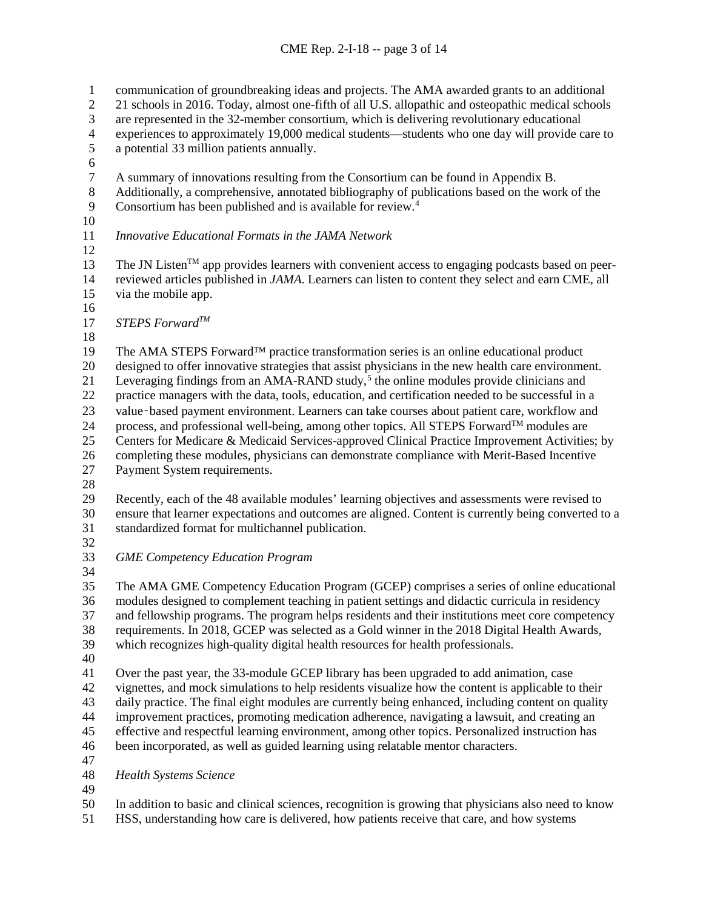communication of groundbreaking ideas and projects. The AMA awarded grants to an additional 21 schools in 2016. Today, almost one-fifth of all U.S. allopathic and osteopathic medical schools are represented in the 32-member consortium, which is delivering revolutionary educational experiences to approximately 19,000 medical students—students who one day will provide care to a potential 33 million patients annually.

A summary of innovations resulting from the Consortium can be found in Appendix B. Additionally, a comprehensive, annotated bibliography of publications based on the work of the Consortium has been published and is available for review.[4]

*Innovative Educational Formats in the JAMA Network*

The JN Listen™ app provides learners with convenient access to engaging podcasts based on peer-reviewed articles published in *JAMA*. Learners can listen to content they select and earn CME, all via the mobile app.

*STEPS Forward™*

The AMA STEPS Forward™ practice transformation series is an online educational product designed to offer innovative strategies that assist physicians in the new health care environment. Leveraging findings from an AMA-RAND study,[5] the online modules provide clinicians and practice managers with the data, tools, education, and certification needed to be successful in a value-based payment environment. Learners can take courses about patient care, workflow and process, and professional well-being, among other topics. All STEPS Forward™ modules are Centers for Medicare & Medicaid Services-approved Clinical Practice Improvement Activities; by completing these modules, physicians can demonstrate compliance with Merit-Based Incentive Payment System requirements.

Recently, each of the 48 available modules' learning objectives and assessments were revised to ensure that learner expectations and outcomes are aligned. Content is currently being converted to a standardized format for multichannel publication.

*GME Competency Education Program*

The AMA GME Competency Education Program (GCEP) comprises a series of online educational modules designed to complement teaching in patient settings and didactic curricula in residency and fellowship programs. The program helps residents and their institutions meet core competency requirements. In 2018, GCEP was selected as a Gold winner in the 2018 Digital Health Awards, which recognizes high-quality digital health resources for health professionals.

Over the past year, the 33-module GCEP library has been upgraded to add animation, case vignettes, and mock simulations to help residents visualize how the content is applicable to their daily practice. The final eight modules are currently being enhanced, including content on quality improvement practices, promoting medication adherence, navigating a lawsuit, and creating an effective and respectful learning environment, among other topics. Personalized instruction has been incorporated, as well as guided learning using relatable mentor characters.

*Health Systems Science*

In addition to basic and clinical sciences, recognition is growing that physicians also need to know HSS, understanding how care is delivered, how patients receive that care, and how systems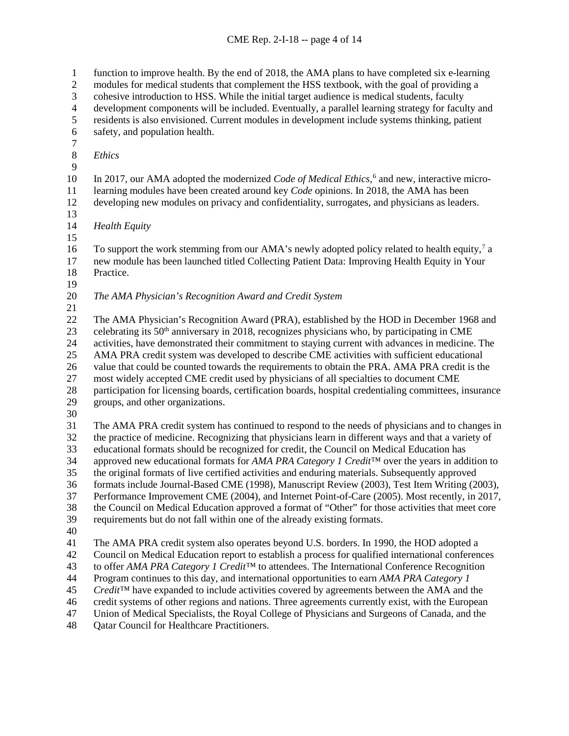function to improve health. By the end of 2018, the AMA plans to have completed six e-learning modules for medical students that complement the HSS textbook, with the goal of providing a cohesive introduction to HSS. While the initial target audience is medical students, faculty development components will be included. Eventually, a parallel learning strategy for faculty and residents is also envisioned. Current modules in development include systems thinking, patient safety, and population health.

*Ethics*

In 2017, our AMA adopted the modernized *Code of Medical Ethics*,[6] and new, interactive micro-learning modules have been created around key *Code* opinions. In 2018, the AMA has been developing new modules on privacy and confidentiality, surrogates, and physicians as leaders.

*Health Equity*

To support the work stemming from our AMA's newly adopted policy related to health equity,[7] a new module has been launched titled Collecting Patient Data: Improving Health Equity in Your Practice.

*The AMA Physician's Recognition Award and Credit System*

The AMA Physician's Recognition Award (PRA), established by the HOD in December 1968 and celebrating its 50th anniversary in 2018, recognizes physicians who, by participating in CME activities, have demonstrated their commitment to staying current with advances in medicine. The AMA PRA credit system was developed to describe CME activities with sufficient educational value that could be counted towards the requirements to obtain the PRA. AMA PRA credit is the most widely accepted CME credit used by physicians of all specialties to document CME participation for licensing boards, certification boards, hospital credentialing committees, insurance groups, and other organizations.

The AMA PRA credit system has continued to respond to the needs of physicians and to changes in the practice of medicine. Recognizing that physicians learn in different ways and that a variety of educational formats should be recognized for credit, the Council on Medical Education has approved new educational formats for *AMA PRA Category 1 Credit*™ over the years in addition to the original formats of live certified activities and enduring materials. Subsequently approved formats include Journal-Based CME (1998), Manuscript Review (2003), Test Item Writing (2003), Performance Improvement CME (2004), and Internet Point-of-Care (2005). Most recently, in 2017, the Council on Medical Education approved a format of "Other" for those activities that meet core requirements but do not fall within one of the already existing formats.

The AMA PRA credit system also operates beyond U.S. borders. In 1990, the HOD adopted a Council on Medical Education report to establish a process for qualified international conferences to offer *AMA PRA Category 1 Credit*™ to attendees. The International Conference Recognition Program continues to this day, and international opportunities to earn *AMA PRA Category 1 Credit*™ have expanded to include activities covered by agreements between the AMA and the credit systems of other regions and nations. Three agreements currently exist, with the European Union of Medical Specialists, the Royal College of Physicians and Surgeons of Canada, and the Qatar Council for Healthcare Practitioners.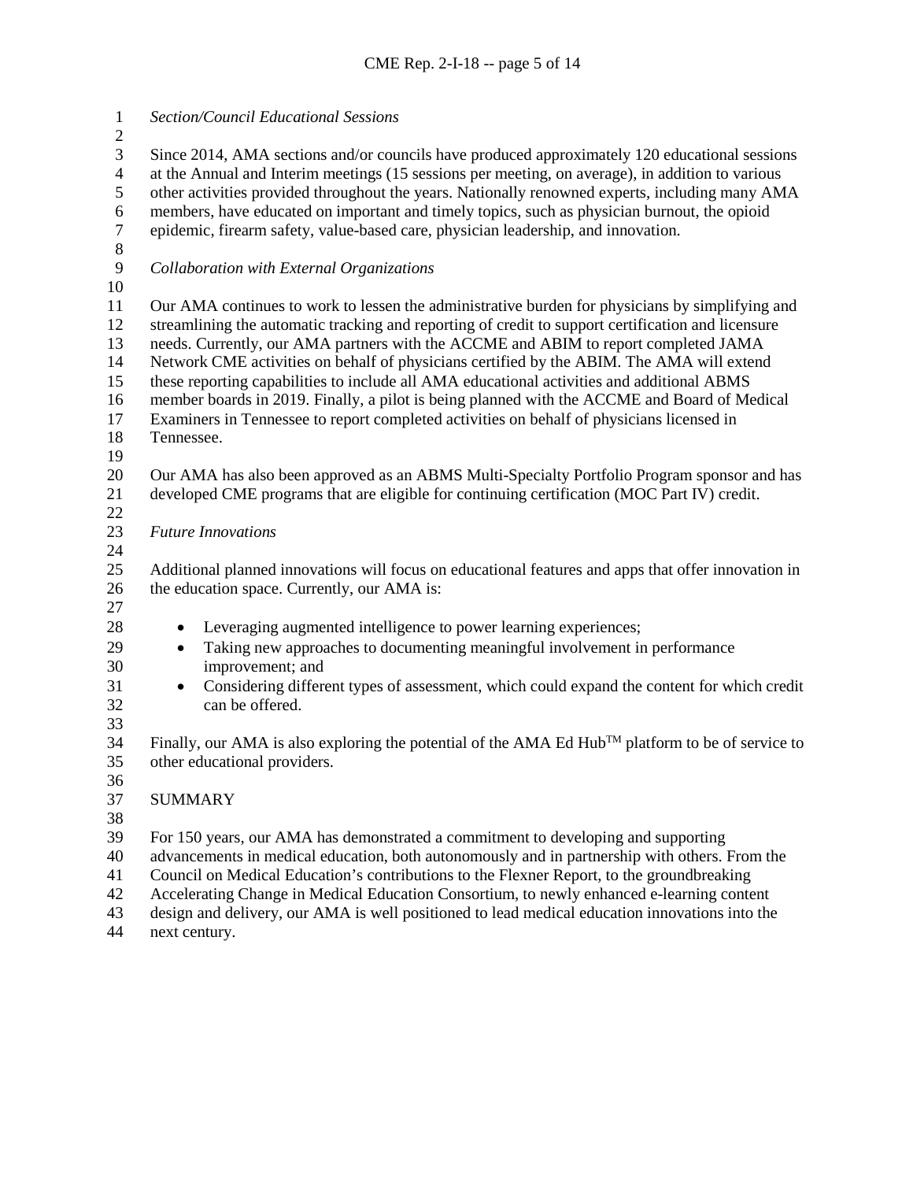*Section/Council Educational Sessions*

Since 2014, AMA sections and/or councils have produced approximately 120 educational sessions at the Annual and Interim meetings (15 sessions per meeting, on average), in addition to various other activities provided throughout the years. Nationally renowned experts, including many AMA members, have educated on important and timely topics, such as physician burnout, the opioid epidemic, firearm safety, value-based care, physician leadership, and innovation.

*Collaboration with External Organizations*

Our AMA continues to work to lessen the administrative burden for physicians by simplifying and streamlining the automatic tracking and reporting of credit to support certification and licensure needs. Currently, our AMA partners with the ACCME and ABIM to report completed JAMA Network CME activities on behalf of physicians certified by the ABIM. The AMA will extend these reporting capabilities to include all AMA educational activities and additional ABMS member boards in 2019. Finally, a pilot is being planned with the ACCME and Board of Medical Examiners in Tennessee to report completed activities on behalf of physicians licensed in Tennessee.

Our AMA has also been approved as an ABMS Multi-Specialty Portfolio Program sponsor and has developed CME programs that are eligible for continuing certification (MOC Part IV) credit.

*Future Innovations*

Additional planned innovations will focus on educational features and apps that offer innovation in the education space. Currently, our AMA is:

- Leveraging augmented intelligence to power learning experiences;
- Taking new approaches to documenting meaningful involvement in performance improvement; and
- Considering different types of assessment, which could expand the content for which credit can be offered.

Finally, our AMA is also exploring the potential of the AMA Ed Hub™ platform to be of service to other educational providers.

## SUMMARY

For 150 years, our AMA has demonstrated a commitment to developing and supporting advancements in medical education, both autonomously and in partnership with others. From the Council on Medical Education's contributions to the Flexner Report, to the groundbreaking Accelerating Change in Medical Education Consortium, to newly enhanced e-learning content design and delivery, our AMA is well positioned to lead medical education innovations into the next century.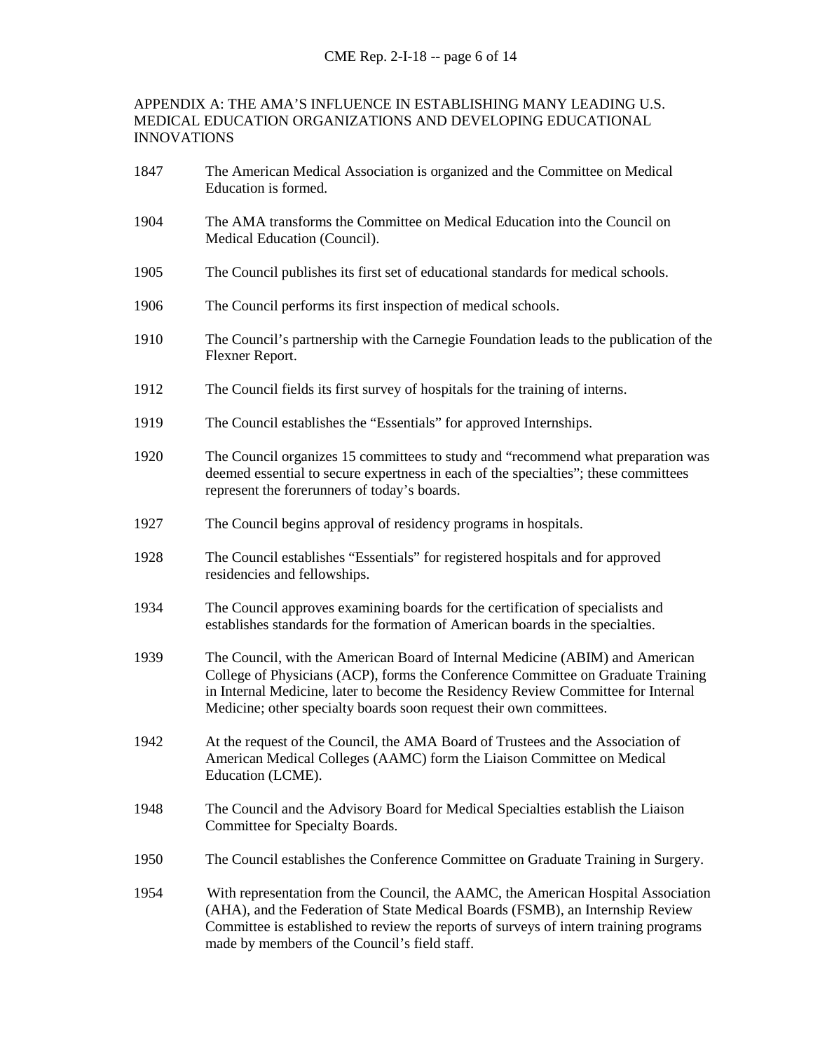## APPENDIX A: THE AMA'S INFLUENCE IN ESTABLISHING MANY LEADING U.S. MEDICAL EDUCATION ORGANIZATIONS AND DEVELOPING EDUCATIONAL INNOVATIONS

| | |
|---|---|
| 1847 | The American Medical Association is organized and the Committee on Medical Education is formed. |
| 1904 | The AMA transforms the Committee on Medical Education into the Council on Medical Education (Council). |
| 1905 | The Council publishes its first set of educational standards for medical schools. |
| 1906 | The Council performs its first inspection of medical schools. |
| 1910 | The Council's partnership with the Carnegie Foundation leads to the publication of the Flexner Report. |
| 1912 | The Council fields its first survey of hospitals for the training of interns. |
| 1919 | The Council establishes the "Essentials" for approved Internships. |
| 1920 | The Council organizes 15 committees to study and "recommend what preparation was deemed essential to secure expertness in each of the specialties"; these committees represent the forerunners of today's boards. |
| 1927 | The Council begins approval of residency programs in hospitals. |
| 1928 | The Council establishes "Essentials" for registered hospitals and for approved residencies and fellowships. |
| 1934 | The Council approves examining boards for the certification of specialists and establishes standards for the formation of American boards in the specialties. |
| 1939 | The Council, with the American Board of Internal Medicine (ABIM) and American College of Physicians (ACP), forms the Conference Committee on Graduate Training in Internal Medicine, later to become the Residency Review Committee for Internal Medicine; other specialty boards soon request their own committees. |
| 1942 | At the request of the Council, the AMA Board of Trustees and the Association of American Medical Colleges (AAMC) form the Liaison Committee on Medical Education (LCME). |
| 1948 | The Council and the Advisory Board for Medical Specialties establish the Liaison Committee for Specialty Boards. |
| 1950 | The Council establishes the Conference Committee on Graduate Training in Surgery. |
| 1954 | With representation from the Council, the AAMC, the American Hospital Association (AHA), and the Federation of State Medical Boards (FSMB), an Internship Review Committee is established to review the reports of surveys of intern training programs made by members of the Council's field staff. |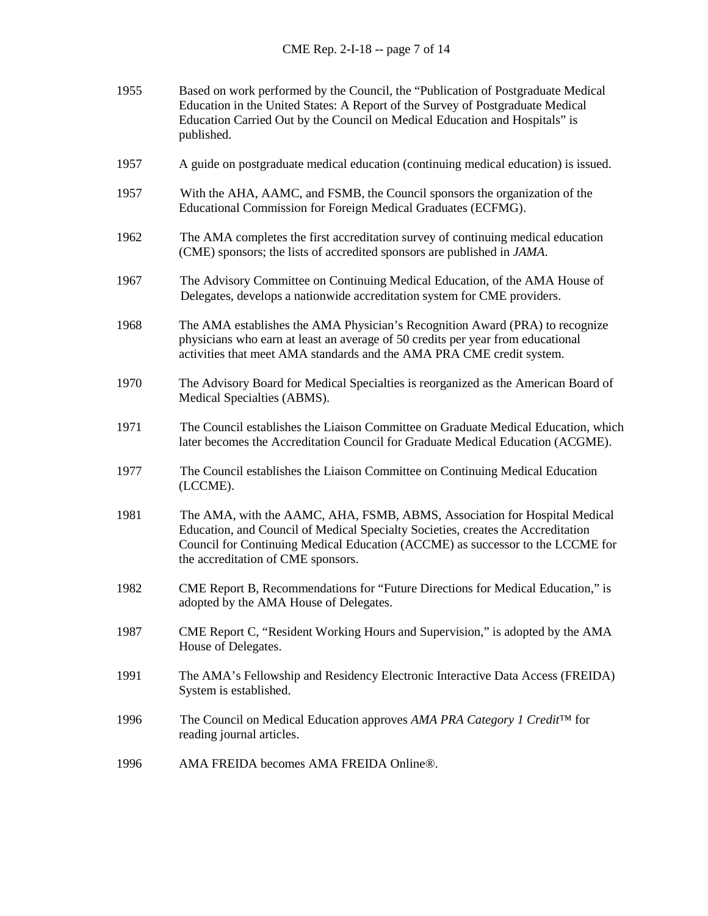1955 Based on work performed by the Council, the "Publication of Postgraduate Medical Education in the United States: A Report of the Survey of Postgraduate Medical Education Carried Out by the Council on Medical Education and Hospitals" is published.

1957 A guide on postgraduate medical education (continuing medical education) is issued.

1957 With the AHA, AAMC, and FSMB, the Council sponsors the organization of the Educational Commission for Foreign Medical Graduates (ECFMG).

1962 The AMA completes the first accreditation survey of continuing medical education (CME) sponsors; the lists of accredited sponsors are published in *JAMA*.

1967 The Advisory Committee on Continuing Medical Education, of the AMA House of Delegates, develops a nationwide accreditation system for CME providers.

1968 The AMA establishes the AMA Physician's Recognition Award (PRA) to recognize physicians who earn at least an average of 50 credits per year from educational activities that meet AMA standards and the AMA PRA CME credit system.

1970 The Advisory Board for Medical Specialties is reorganized as the American Board of Medical Specialties (ABMS).

1971 The Council establishes the Liaison Committee on Graduate Medical Education, which later becomes the Accreditation Council for Graduate Medical Education (ACGME).

1977 The Council establishes the Liaison Committee on Continuing Medical Education (LCCME).

1981 The AMA, with the AAMC, AHA, FSMB, ABMS, Association for Hospital Medical Education, and Council of Medical Specialty Societies, creates the Accreditation Council for Continuing Medical Education (ACCME) as successor to the LCCME for the accreditation of CME sponsors.

1982 CME Report B, Recommendations for "Future Directions for Medical Education," is adopted by the AMA House of Delegates.

1987 CME Report C, "Resident Working Hours and Supervision," is adopted by the AMA House of Delegates.

1991 The AMA's Fellowship and Residency Electronic Interactive Data Access (FREIDA) System is established.

1996 The Council on Medical Education approves *AMA PRA Category 1 Credit*™ for reading journal articles.

1996 AMA FREIDA becomes AMA FREIDA Online®.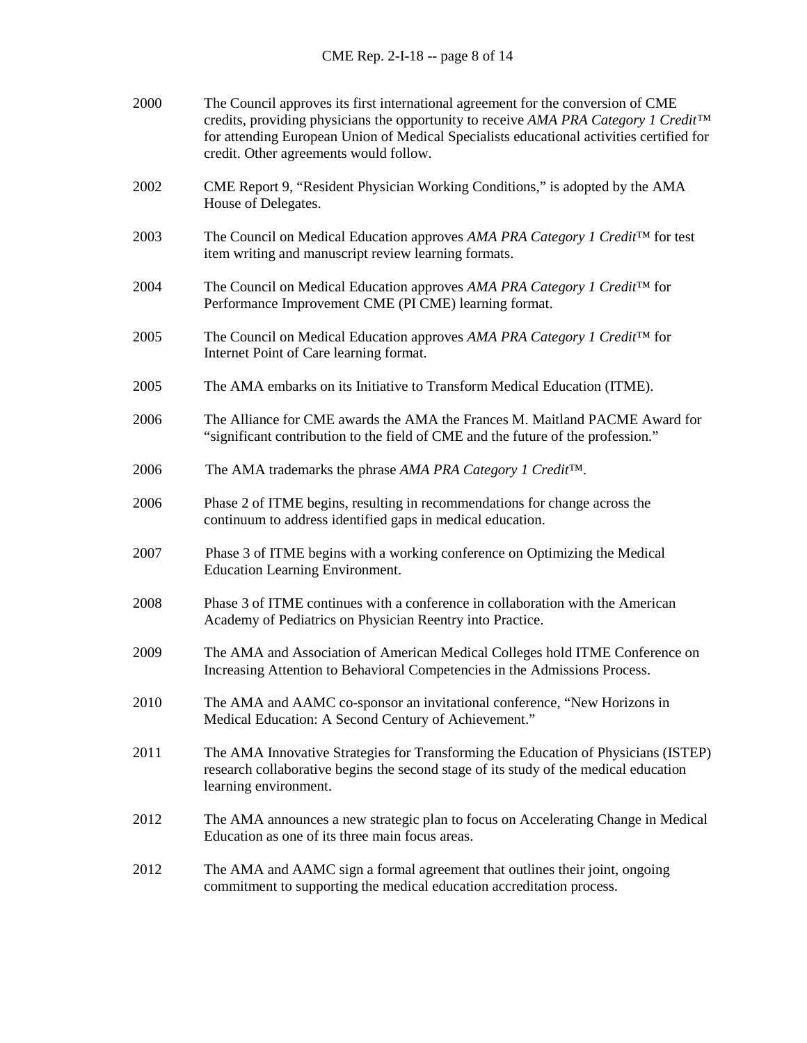2000 The Council approves its first international agreement for the conversion of CME credits, providing physicians the opportunity to receive *AMA PRA Category 1 Credit*™ for attending European Union of Medical Specialists educational activities certified for credit. Other agreements would follow.

2002 CME Report 9, "Resident Physician Working Conditions," is adopted by the AMA House of Delegates.

2003 The Council on Medical Education approves *AMA PRA Category 1 Credit*™ for test item writing and manuscript review learning formats.

2004 The Council on Medical Education approves *AMA PRA Category 1 Credit*™ for Performance Improvement CME (PI CME) learning format.

2005 The Council on Medical Education approves *AMA PRA Category 1 Credit*™ for Internet Point of Care learning format.

2005 The AMA embarks on its Initiative to Transform Medical Education (ITME).

2006 The Alliance for CME awards the AMA the Frances M. Maitland PACME Award for "significant contribution to the field of CME and the future of the profession."

2006 The AMA trademarks the phrase *AMA PRA Category 1 Credit*™.

2006 Phase 2 of ITME begins, resulting in recommendations for change across the continuum to address identified gaps in medical education.

2007 Phase 3 of ITME begins with a working conference on Optimizing the Medical Education Learning Environment.

2008 Phase 3 of ITME continues with a conference in collaboration with the American Academy of Pediatrics on Physician Reentry into Practice.

2009 The AMA and Association of American Medical Colleges hold ITME Conference on Increasing Attention to Behavioral Competencies in the Admissions Process.

2010 The AMA and AAMC co-sponsor an invitational conference, "New Horizons in Medical Education: A Second Century of Achievement."

2011 The AMA Innovative Strategies for Transforming the Education of Physicians (ISTEP) research collaborative begins the second stage of its study of the medical education learning environment.

2012 The AMA announces a new strategic plan to focus on Accelerating Change in Medical Education as one of its three main focus areas.

2012 The AMA and AAMC sign a formal agreement that outlines their joint, ongoing commitment to supporting the medical education accreditation process.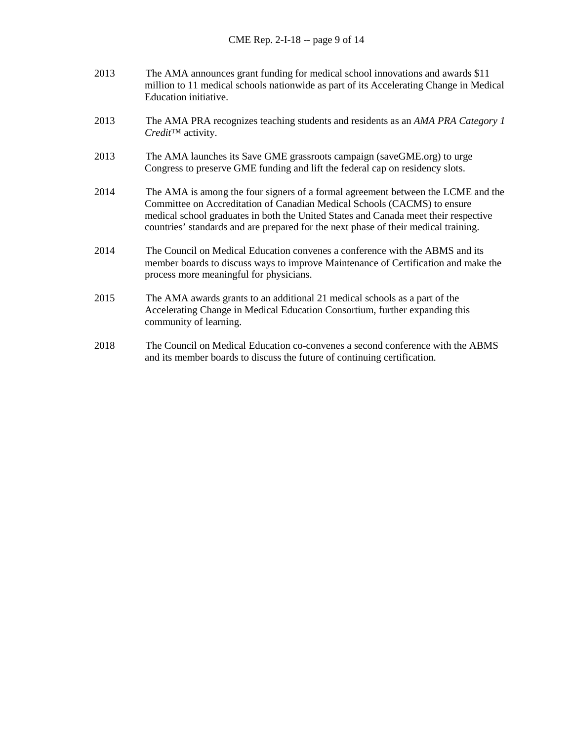2013 The AMA announces grant funding for medical school innovations and awards $11 million to 11 medical schools nationwide as part of its Accelerating Change in Medical Education initiative.

2013 The AMA PRA recognizes teaching students and residents as an *AMA PRA Category 1 Credit*™ activity.

2013 The AMA launches its Save GME grassroots campaign (saveGME.org) to urge Congress to preserve GME funding and lift the federal cap on residency slots.

2014 The AMA is among the four signers of a formal agreement between the LCME and the Committee on Accreditation of Canadian Medical Schools (CACMS) to ensure medical school graduates in both the United States and Canada meet their respective countries' standards and are prepared for the next phase of their medical training.

2014 The Council on Medical Education convenes a conference with the ABMS and its member boards to discuss ways to improve Maintenance of Certification and make the process more meaningful for physicians.

2015 The AMA awards grants to an additional 21 medical schools as a part of the Accelerating Change in Medical Education Consortium, further expanding this community of learning.

2018 The Council on Medical Education co-convenes a second conference with the ABMS and its member boards to discuss the future of continuing certification.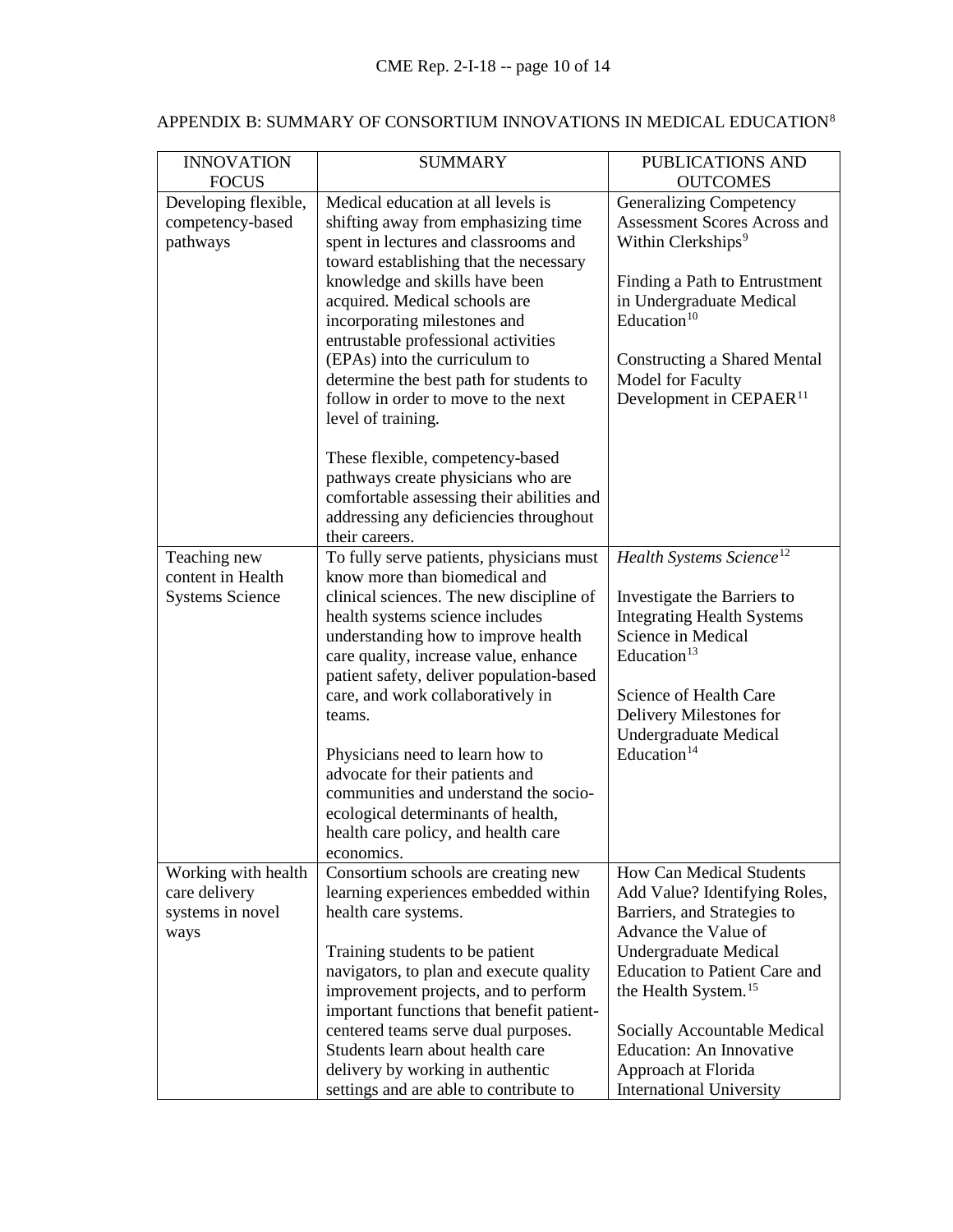## APPENDIX B: SUMMARY OF CONSORTIUM INNOVATIONS IN MEDICAL EDUCATION[8]

| INNOVATION FOCUS | SUMMARY | PUBLICATIONS AND OUTCOMES |
|---|---|---|
| Developing flexible, competency-based pathways | Medical education at all levels is shifting away from emphasizing time spent in lectures and classrooms and toward establishing that the necessary knowledge and skills have been acquired. Medical schools are incorporating milestones and entrustable professional activities (EPAs) into the curriculum to determine the best path for students to follow in order to move to the next level of training.<br><br>These flexible, competency-based pathways create physicians who are comfortable assessing their abilities and addressing any deficiencies throughout their careers. | Generalizing Competency Assessment Scores Across and Within Clerkships[9]<br><br>Finding a Path to Entrustment in Undergraduate Medical Education[10]<br><br>Constructing a Shared Mental Model for Faculty Development in CEPAER[11] |
| Teaching new content in Health Systems Science | To fully serve patients, physicians must know more than biomedical and clinical sciences. The new discipline of health systems science includes understanding how to improve health care quality, increase value, enhance patient safety, deliver population-based care, and work collaboratively in teams.<br><br>Physicians need to learn how to advocate for their patients and communities and understand the socio-ecological determinants of health, health care policy, and health care economics. | *Health Systems Science*[12]<br><br>Investigate the Barriers to Integrating Health Systems Science in Medical Education[13]<br><br>Science of Health Care Delivery Milestones for Undergraduate Medical Education[14] |
| Working with health care delivery systems in novel ways | Consortium schools are creating new learning experiences embedded within health care systems.<br><br>Training students to be patient navigators, to plan and execute quality improvement projects, and to perform important functions that benefit patient-centered teams serve dual purposes. Students learn about health care delivery by working in authentic settings and are able to contribute to | How Can Medical Students Add Value? Identifying Roles, Barriers, and Strategies to Advance the Value of Undergraduate Medical Education to Patient Care and the Health System.[15]<br><br>Socially Accountable Medical Education: An Innovative Approach at Florida International University |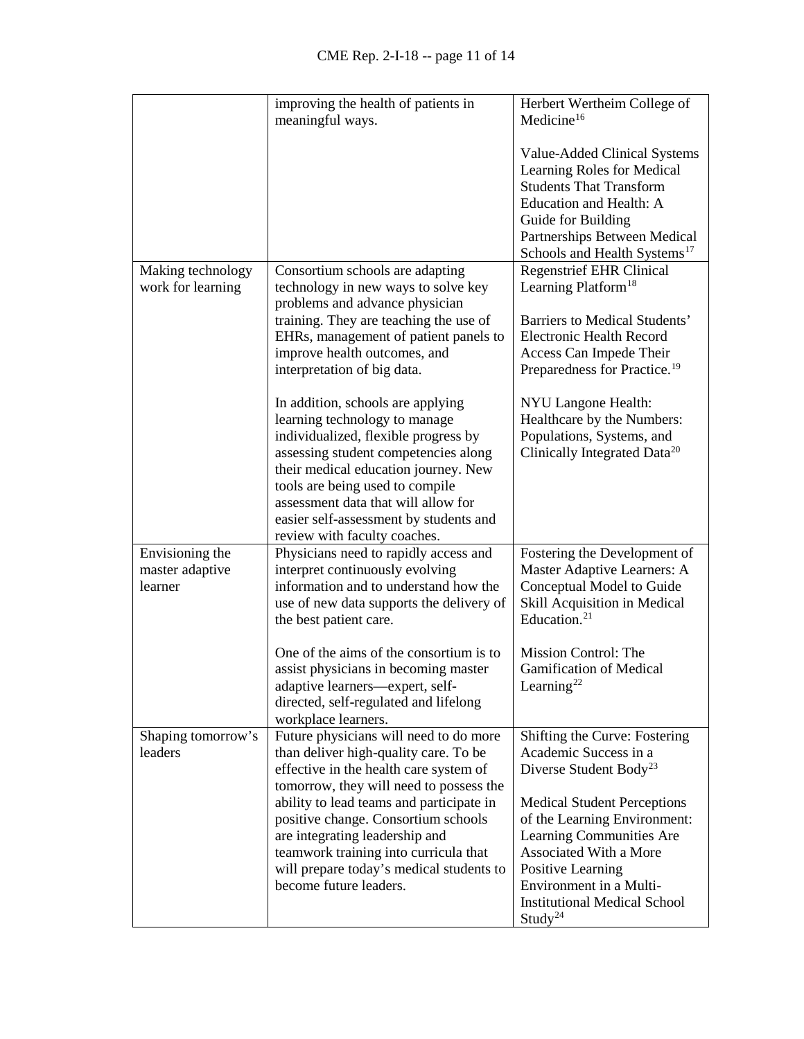| | | |
|---|---|---|
| | improving the health of patients in meaningful ways. | Herbert Wertheim College of Medicine[16]<br><br>Value-Added Clinical Systems Learning Roles for Medical Students That Transform Education and Health: A Guide for Building Partnerships Between Medical Schools and Health Systems[17] |
| Making technology work for learning | Consortium schools are adapting technology in new ways to solve key problems and advance physician training. They are teaching the use of EHRs, management of patient panels to improve health outcomes, and interpretation of big data.<br><br>In addition, schools are applying learning technology to manage individualized, flexible progress by assessing student competencies along their medical education journey. New tools are being used to compile assessment data that will allow for easier self-assessment by students and review with faculty coaches. | Regenstrief EHR Clinical Learning Platform[18]<br><br>Barriers to Medical Students' Electronic Health Record Access Can Impede Their Preparedness for Practice.[19]<br><br>NYU Langone Health: Healthcare by the Numbers: Populations, Systems, and Clinically Integrated Data[20] |
| Envisioning the master adaptive learner | Physicians need to rapidly access and interpret continuously evolving information and to understand how the use of new data supports the delivery of the best patient care.<br><br>One of the aims of the consortium is to assist physicians in becoming master adaptive learners—expert, self-directed, self-regulated and lifelong workplace learners. | Fostering the Development of Master Adaptive Learners: A Conceptual Model to Guide Skill Acquisition in Medical Education.[21]<br><br>Mission Control: The Gamification of Medical Learning[22] |
| Shaping tomorrow's leaders | Future physicians will need to do more than deliver high-quality care. To be effective in the health care system of tomorrow, they will need to possess the ability to lead teams and participate in positive change. Consortium schools are integrating leadership and teamwork training into curricula that will prepare today's medical students to become future leaders. | Shifting the Curve: Fostering Academic Success in a Diverse Student Body[23]<br><br>Medical Student Perceptions of the Learning Environment: Learning Communities Are Associated With a More Positive Learning Environment in a Multi-Institutional Medical School Study[24] |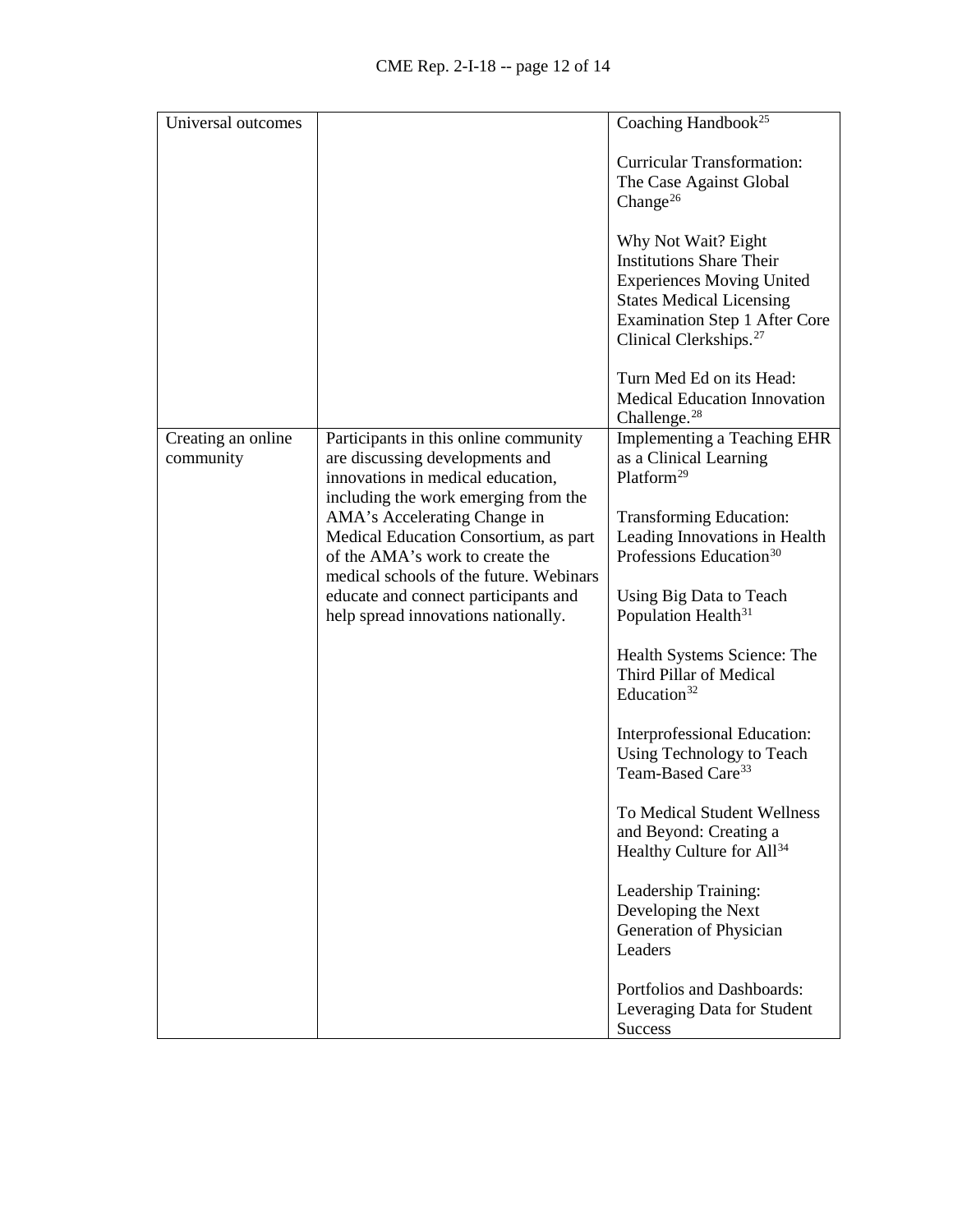| | | |
|---|---|---|
| Universal outcomes | | Coaching Handbook[25]<br><br>Curricular Transformation: The Case Against Global Change[26]<br><br>Why Not Wait? Eight Institutions Share Their Experiences Moving United States Medical Licensing Examination Step 1 After Core Clinical Clerkships.[27]<br><br>Turn Med Ed on its Head: Medical Education Innovation Challenge.[28] |
| Creating an online community | Participants in this online community are discussing developments and innovations in medical education, including the work emerging from the AMA's Accelerating Change in Medical Education Consortium, as part of the AMA's work to create the medical schools of the future. Webinars educate and connect participants and help spread innovations nationally. | Implementing a Teaching EHR as a Clinical Learning Platform[29]<br><br>Transforming Education: Leading Innovations in Health Professions Education[30]<br><br>Using Big Data to Teach Population Health[31]<br><br>Health Systems Science: The Third Pillar of Medical Education[32]<br><br>Interprofessional Education: Using Technology to Teach Team-Based Care[33]<br><br>To Medical Student Wellness and Beyond: Creating a Healthy Culture for All[34]<br><br>Leadership Training: Developing the Next Generation of Physician Leaders<br><br>Portfolios and Dashboards: Leveraging Data for Student Success |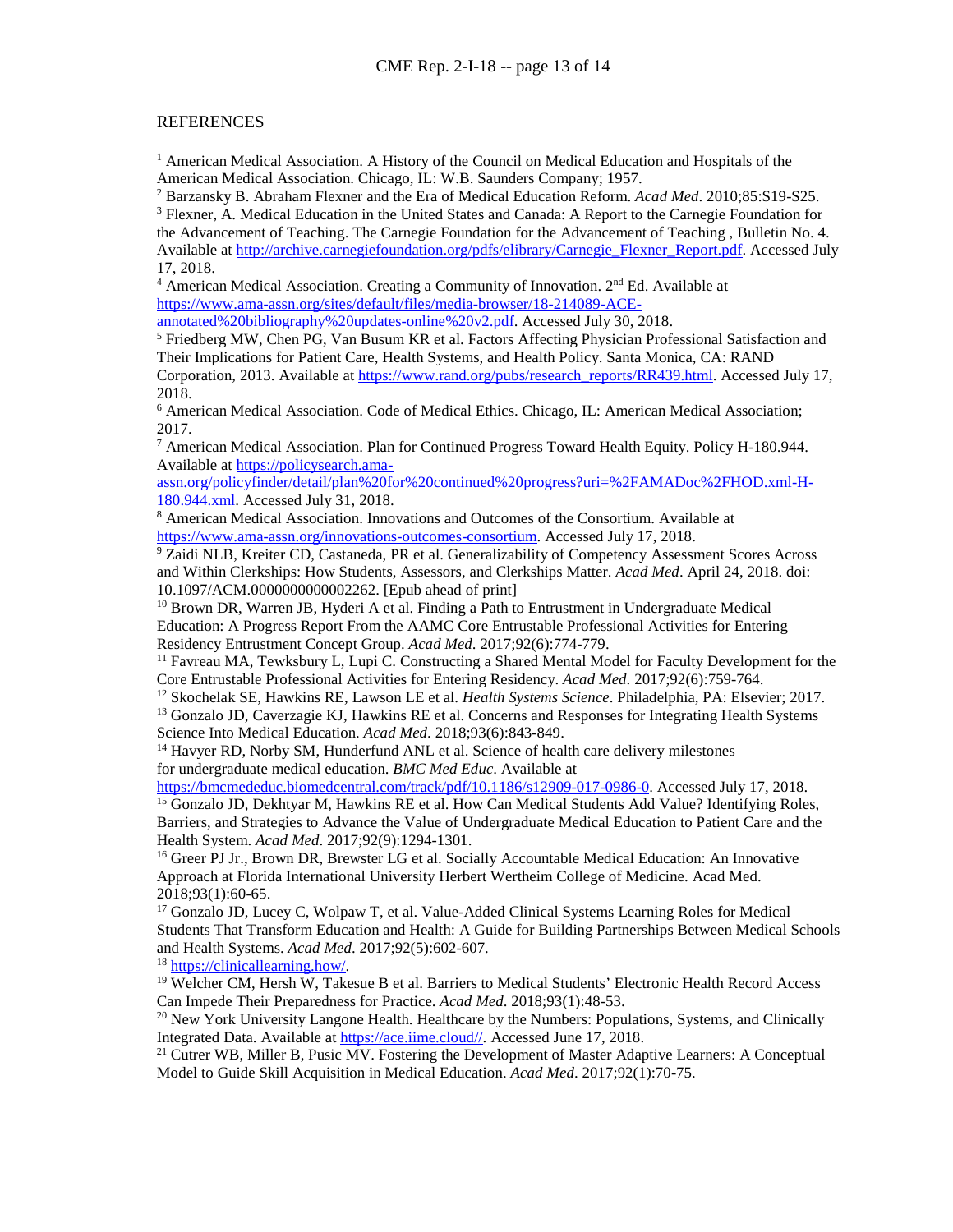REFERENCES

[1] American Medical Association. A History of the Council on Medical Education and Hospitals of the American Medical Association. Chicago, IL: W.B. Saunders Company; 1957.

[2] Barzansky B. Abraham Flexner and the Era of Medical Education Reform. *Acad Med*. 2010;85:S19-S25.

[3] Flexner, A. Medical Education in the United States and Canada: A Report to the Carnegie Foundation for the Advancement of Teaching. The Carnegie Foundation for the Advancement of Teaching , Bulletin No. 4. Available at http://archive.carnegiefoundation.org/pdfs/elibrary/Carnegie_Flexner_Report.pdf. Accessed July 17, 2018.

[4] American Medical Association. Creating a Community of Innovation. 2nd Ed. Available at https://www.ama-assn.org/sites/default/files/media-browser/18-214089-ACE-annotated%20bibliography%20updates-online%20v2.pdf. Accessed July 30, 2018.

[5] Friedberg MW, Chen PG, Van Busum KR et al. Factors Affecting Physician Professional Satisfaction and Their Implications for Patient Care, Health Systems, and Health Policy. Santa Monica, CA: RAND Corporation, 2013. Available at https://www.rand.org/pubs/research_reports/RR439.html. Accessed July 17, 2018.

[6] American Medical Association. Code of Medical Ethics. Chicago, IL: American Medical Association; 2017.

[7] American Medical Association. Plan for Continued Progress Toward Health Equity. Policy H-180.944. Available at https://policysearch.ama-assn.org/policyfinder/detail/plan%20for%20continued%20progress?uri=%2FAMADoc%2FHOD.xml-H-180.944.xml. Accessed July 31, 2018.

[8] American Medical Association. Innovations and Outcomes of the Consortium. Available at https://www.ama-assn.org/innovations-outcomes-consortium. Accessed July 17, 2018.

[9] Zaidi NLB, Kreiter CD, Castaneda, PR et al. Generalizability of Competency Assessment Scores Across and Within Clerkships: How Students, Assessors, and Clerkships Matter. *Acad Med*. April 24, 2018. doi: 10.1097/ACM.0000000000002262. [Epub ahead of print]

[10] Brown DR, Warren JB, Hyderi A et al. Finding a Path to Entrustment in Undergraduate Medical Education: A Progress Report From the AAMC Core Entrustable Professional Activities for Entering Residency Entrustment Concept Group. *Acad Med*. 2017;92(6):774-779.

[11] Favreau MA, Tewksbury L, Lupi C. Constructing a Shared Mental Model for Faculty Development for the Core Entrustable Professional Activities for Entering Residency. *Acad Med*. 2017;92(6):759-764.

[12] Skochelak SE, Hawkins RE, Lawson LE et al. *Health Systems Science*. Philadelphia, PA: Elsevier; 2017.

[13] Gonzalo JD, Caverzagie KJ, Hawkins RE et al. Concerns and Responses for Integrating Health Systems Science Into Medical Education. *Acad Med*. 2018;93(6):843-849.

[14] Havyer RD, Norby SM, Hunderfund ANL et al. Science of health care delivery milestones for undergraduate medical education. *BMC Med Educ*. Available at https://bmcmededuc.biomedcentral.com/track/pdf/10.1186/s12909-017-0986-0. Accessed July 17, 2018.

[15] Gonzalo JD, Dekhtyar M, Hawkins RE et al. How Can Medical Students Add Value? Identifying Roles, Barriers, and Strategies to Advance the Value of Undergraduate Medical Education to Patient Care and the Health System. *Acad Med*. 2017;92(9):1294-1301.

[16] Greer PJ Jr., Brown DR, Brewster LG et al. Socially Accountable Medical Education: An Innovative Approach at Florida International University Herbert Wertheim College of Medicine. Acad Med. 2018;93(1):60-65.

[17] Gonzalo JD, Lucey C, Wolpaw T, et al. Value-Added Clinical Systems Learning Roles for Medical Students That Transform Education and Health: A Guide for Building Partnerships Between Medical Schools and Health Systems. *Acad Med*. 2017;92(5):602-607.

[18] https://clinicallearning.how/.

[19] Welcher CM, Hersh W, Takesue B et al. Barriers to Medical Students' Electronic Health Record Access Can Impede Their Preparedness for Practice. *Acad Med*. 2018;93(1):48-53.

[20] New York University Langone Health. Healthcare by the Numbers: Populations, Systems, and Clinically Integrated Data. Available at https://ace.iime.cloud//. Accessed June 17, 2018.

[21] Cutrer WB, Miller B, Pusic MV. Fostering the Development of Master Adaptive Learners: A Conceptual Model to Guide Skill Acquisition in Medical Education. *Acad Med*. 2017;92(1):70-75.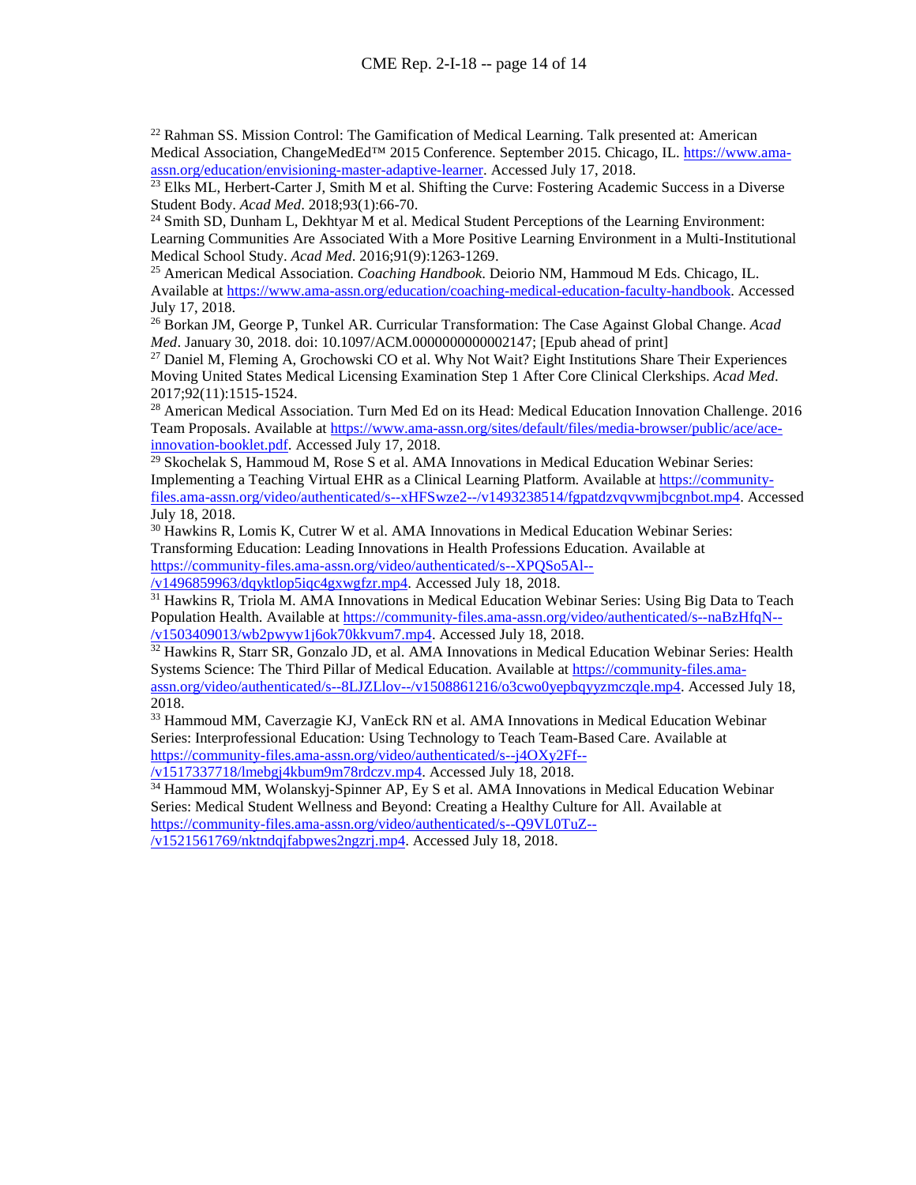[22] Rahman SS. Mission Control: The Gamification of Medical Learning. Talk presented at: American Medical Association, ChangeMedEd™ 2015 Conference. September 2015. Chicago, IL. https://www.ama-assn.org/education/envisioning-master-adaptive-learner. Accessed July 17, 2018.

[23] Elks ML, Herbert-Carter J, Smith M et al. Shifting the Curve: Fostering Academic Success in a Diverse Student Body. *Acad Med*. 2018;93(1):66-70.

[24] Smith SD, Dunham L, Dekhtyar M et al. Medical Student Perceptions of the Learning Environment: Learning Communities Are Associated With a More Positive Learning Environment in a Multi-Institutional Medical School Study. *Acad Med*. 2016;91(9):1263-1269.

[25] American Medical Association. *Coaching Handbook*. Deiorio NM, Hammoud M Eds. Chicago, IL. Available at https://www.ama-assn.org/education/coaching-medical-education-faculty-handbook. Accessed July 17, 2018.

[26] Borkan JM, George P, Tunkel AR. Curricular Transformation: The Case Against Global Change. *Acad Med*. January 30, 2018. doi: 10.1097/ACM.0000000000002147; [Epub ahead of print]

[27] Daniel M, Fleming A, Grochowski CO et al. Why Not Wait? Eight Institutions Share Their Experiences Moving United States Medical Licensing Examination Step 1 After Core Clinical Clerkships. *Acad Med*. 2017;92(11):1515-1524.

[28] American Medical Association. Turn Med Ed on its Head: Medical Education Innovation Challenge. 2016 Team Proposals. Available at https://www.ama-assn.org/sites/default/files/media-browser/public/ace/ace-innovation-booklet.pdf. Accessed July 17, 2018.

[29] Skochelak S, Hammoud M, Rose S et al. AMA Innovations in Medical Education Webinar Series: Implementing a Teaching Virtual EHR as a Clinical Learning Platform. Available at https://community-files.ama-assn.org/video/authenticated/s--xHFSwze2--/v1493238514/fgpatdzvqvwmjbcgnbot.mp4. Accessed July 18, 2018.

[30] Hawkins R, Lomis K, Cutrer W et al. AMA Innovations in Medical Education Webinar Series: Transforming Education: Leading Innovations in Health Professions Education. Available at https://community-files.ama-assn.org/video/authenticated/s--XPQSo5Al--/v1496859963/dqyktlop5iqc4gxwgfzr.mp4. Accessed July 18, 2018.

[31] Hawkins R, Triola M. AMA Innovations in Medical Education Webinar Series: Using Big Data to Teach Population Health. Available at https://community-files.ama-assn.org/video/authenticated/s--naBzHfqN--/v1503409013/wb2pwyw1j6ok70kkvum7.mp4. Accessed July 18, 2018.

[32] Hawkins R, Starr SR, Gonzalo JD, et al. AMA Innovations in Medical Education Webinar Series: Health Systems Science: The Third Pillar of Medical Education. Available at https://community-files.ama-assn.org/video/authenticated/s--8LJZLlov--/v1508861216/o3cwo0yepbqyyzmczqle.mp4. Accessed July 18, 2018.

[33] Hammoud MM, Caverzagie KJ, VanEck RN et al. AMA Innovations in Medical Education Webinar Series: Interprofessional Education: Using Technology to Teach Team-Based Care. Available at https://community-files.ama-assn.org/video/authenticated/s--j4OXy2Ff--/v1517337718/lmebgj4kbum9m78rdczv.mp4. Accessed July 18, 2018.

[34] Hammoud MM, Wolanskyj-Spinner AP, Ey S et al. AMA Innovations in Medical Education Webinar Series: Medical Student Wellness and Beyond: Creating a Healthy Culture for All. Available at https://community-files.ama-assn.org/video/authenticated/s--Q9VL0TuZ--/v1521561769/nktndqjfabpwes2ngzrj.mp4. Accessed July 18, 2018.